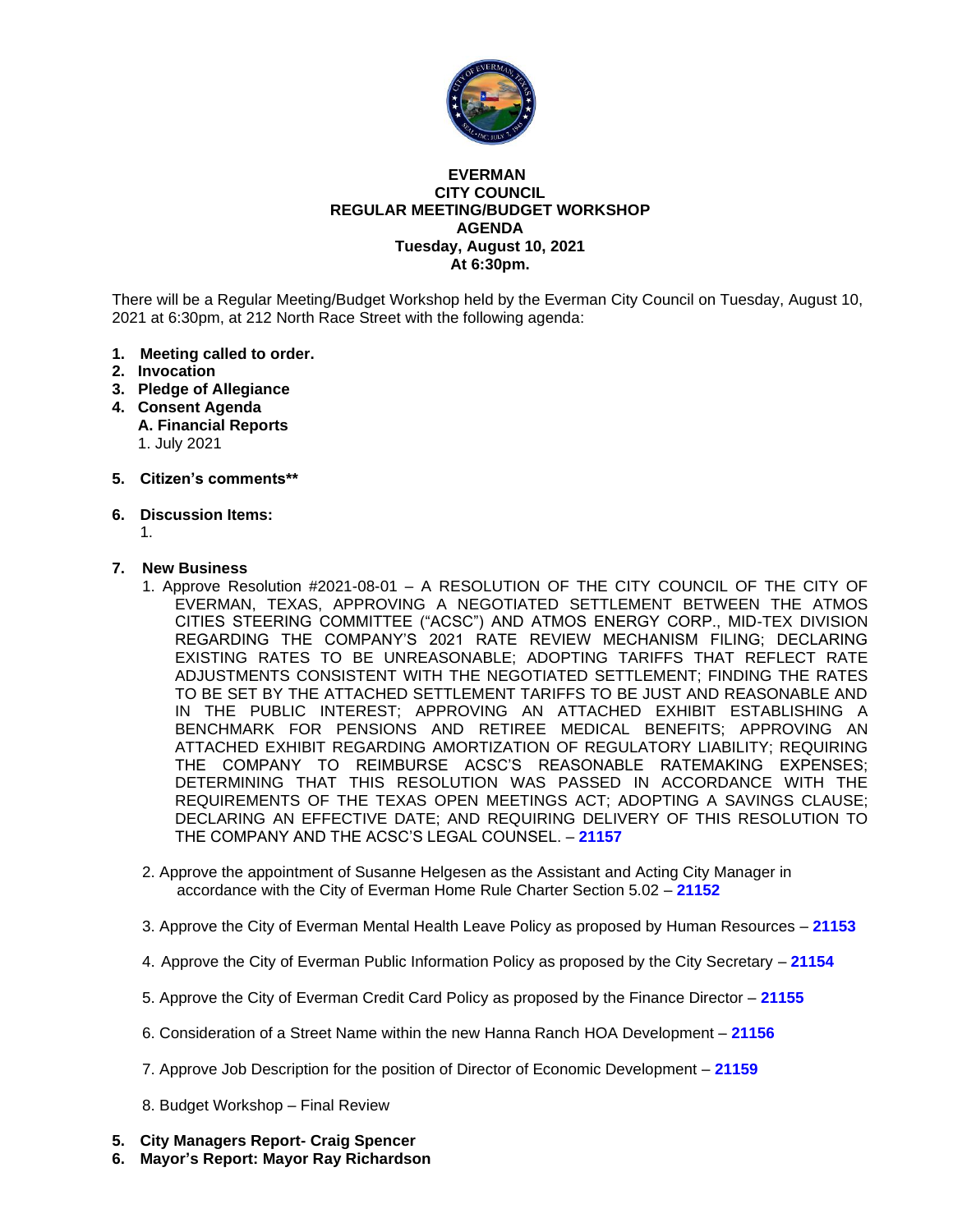**EVERMAN**
**CITY COUNCIL**
**REGULAR MEETING/BUDGET WORKSHOP**
**AGENDA**
**Tuesday, August 10, 2021**
**At 6:30pm.**

There will be a Regular Meeting/Budget Workshop held by the Everman City Council on Tuesday, August 10, 2021 at 6:30pm, at 212 North Race Street with the following agenda:

1. **Meeting called to order.**
2. **Invocation**
3. **Pledge of Allegiance**
4. **Consent Agenda**
   **A. Financial Reports**
   1. July 2021

5. **Citizen's comments****

6. **Discussion Items:**
   1.

7. **New Business**
   1. Approve Resolution #2021-08-01 – A RESOLUTION OF THE CITY COUNCIL OF THE CITY OF EVERMAN, TEXAS, APPROVING A NEGOTIATED SETTLEMENT BETWEEN THE ATMOS CITIES STEERING COMMITTEE ("ACSC") AND ATMOS ENERGY CORP., MID-TEX DIVISION REGARDING THE COMPANY'S 2021 RATE REVIEW MECHANISM FILING; DECLARING EXISTING RATES TO BE UNREASONABLE; ADOPTING TARIFFS THAT REFLECT RATE ADJUSTMENTS CONSISTENT WITH THE NEGOTIATED SETTLEMENT; FINDING THE RATES TO BE SET BY THE ATTACHED SETTLEMENT TARIFFS TO BE JUST AND REASONABLE AND IN THE PUBLIC INTEREST; APPROVING AN ATTACHED EXHIBIT ESTABLISHING A BENCHMARK FOR PENSIONS AND RETIREE MEDICAL BENEFITS; APPROVING AN ATTACHED EXHIBIT REGARDING AMORTIZATION OF REGULATORY LIABILITY; REQUIRING THE COMPANY TO REIMBURSE ACSC'S REASONABLE RATEMAKING EXPENSES; DETERMINING THAT THIS RESOLUTION WAS PASSED IN ACCORDANCE WITH THE REQUIREMENTS OF THE TEXAS OPEN MEETINGS ACT; ADOPTING A SAVINGS CLAUSE; DECLARING AN EFFECTIVE DATE; AND REQUIRING DELIVERY OF THIS RESOLUTION TO THE COMPANY AND THE ACSC'S LEGAL COUNSEL. – **21157**

   2. Approve the appointment of Susanne Helgesen as the Assistant and Acting City Manager in accordance with the City of Everman Home Rule Charter Section 5.02 – **21152**

   3. Approve the City of Everman Mental Health Leave Policy as proposed by Human Resources – **21153**

   4. Approve the City of Everman Public Information Policy as proposed by the City Secretary – **21154**

   5. Approve the City of Everman Credit Card Policy as proposed by the Finance Director – **21155**

   6. Consideration of a Street Name within the new Hanna Ranch HOA Development – **21156**

   7. Approve Job Description for the position of Director of Economic Development – **21159**

   8. Budget Workshop – Final Review

5. **City Managers Report- Craig Spencer**
6. **Mayor's Report: Mayor Ray Richardson**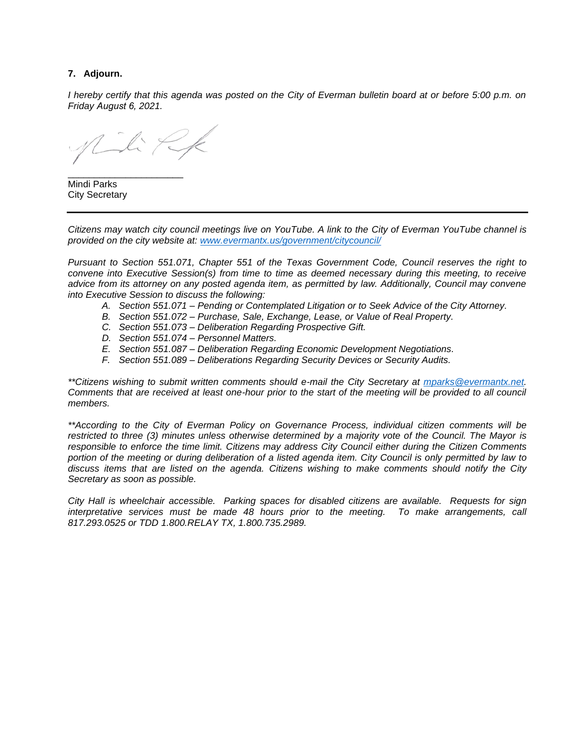**7. Adjourn.**

*I hereby certify that this agenda was posted on the City of Everman bulletin board at or before 5:00 p.m. on Friday August 6, 2021.*

_____________________
Mindi Parks
City Secretary

---

*Citizens may watch city council meetings live on YouTube. A link to the City of Everman YouTube channel is provided on the city website at: [www.evermantx.us/government/citycouncil/](www.evermantx.us/government/citycouncil/)*

*Pursuant to Section 551.071, Chapter 551 of the Texas Government Code, Council reserves the right to convene into Executive Session(s) from time to time as deemed necessary during this meeting, to receive advice from its attorney on any posted agenda item, as permitted by law. Additionally, Council may convene into Executive Session to discuss the following:*

- *A. Section 551.071 – Pending or Contemplated Litigation or to Seek Advice of the City Attorney.*
- *B. Section 551.072 – Purchase, Sale, Exchange, Lease, or Value of Real Property.*
- *C. Section 551.073 – Deliberation Regarding Prospective Gift.*
- *D. Section 551.074 – Personnel Matters.*
- *E. Section 551.087 – Deliberation Regarding Economic Development Negotiations.*
- *F. Section 551.089 – Deliberations Regarding Security Devices or Security Audits.*

*\*\*Citizens wishing to submit written comments should e-mail the City Secretary at [mparks@evermantx.net](mailto:mparks@evermantx.net). Comments that are received at least one-hour prior to the start of the meeting will be provided to all council members.*

*\*\*According to the City of Everman Policy on Governance Process, individual citizen comments will be restricted to three (3) minutes unless otherwise determined by a majority vote of the Council. The Mayor is responsible to enforce the time limit. Citizens may address City Council either during the Citizen Comments portion of the meeting or during deliberation of a listed agenda item. City Council is only permitted by law to discuss items that are listed on the agenda. Citizens wishing to make comments should notify the City Secretary as soon as possible.*

*City Hall is wheelchair accessible. Parking spaces for disabled citizens are available. Requests for sign interpretative services must be made 48 hours prior to the meeting. To make arrangements, call 817.293.0525 or TDD 1.800.RELAY TX, 1.800.735.2989.*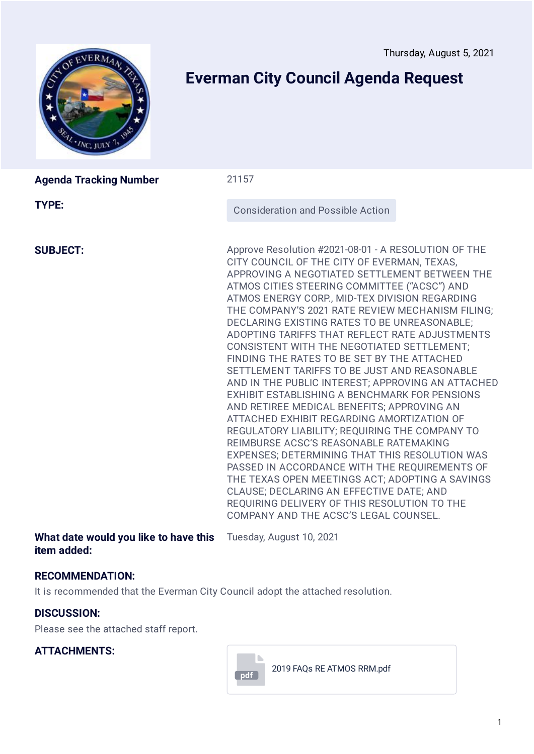Thursday, August 5, 2021

# Everman City Council Agenda Request

| | |
|---|---|
| **Agenda Tracking Number** | 21157 |
| **TYPE:** | Consideration and Possible Action |
| **SUBJECT:** | Approve Resolution #2021-08-01 - A RESOLUTION OF THE CITY COUNCIL OF THE CITY OF EVERMAN, TEXAS, APPROVING A NEGOTIATED SETTLEMENT BETWEEN THE ATMOS CITIES STEERING COMMITTEE ("ACSC") AND ATMOS ENERGY CORP., MID-TEX DIVISION REGARDING THE COMPANY'S 2021 RATE REVIEW MECHANISM FILING; DECLARING EXISTING RATES TO BE UNREASONABLE; ADOPTING TARIFFS THAT REFLECT RATE ADJUSTMENTS CONSISTENT WITH THE NEGOTIATED SETTLEMENT; FINDING THE RATES TO BE SET BY THE ATTACHED SETTLEMENT TARIFFS TO BE JUST AND REASONABLE AND IN THE PUBLIC INTEREST; APPROVING AN ATTACHED EXHIBIT ESTABLISHING A BENCHMARK FOR PENSIONS AND RETIREE MEDICAL BENEFITS; APPROVING AN ATTACHED EXHIBIT REGARDING AMORTIZATION OF REGULATORY LIABILITY; REQUIRING THE COMPANY TO REIMBURSE ACSC'S REASONABLE RATEMAKING EXPENSES; DETERMINING THAT THIS RESOLUTION WAS PASSED IN ACCORDANCE WITH THE REQUIREMENTS OF THE TEXAS OPEN MEETINGS ACT; ADOPTING A SAVINGS CLAUSE; DECLARING AN EFFECTIVE DATE; AND REQUIRING DELIVERY OF THIS RESOLUTION TO THE COMPANY AND THE ACSC'S LEGAL COUNSEL. |
| **What date would you like to have this item added:** | Tuesday, August 10, 2021 |

## RECOMMENDATION:

It is recommended that the Everman City Council adopt the attached resolution.

## DISCUSSION:

Please see the attached staff report.

## ATTACHMENTS:

2019 FAQs RE ATMOS RRM.pdf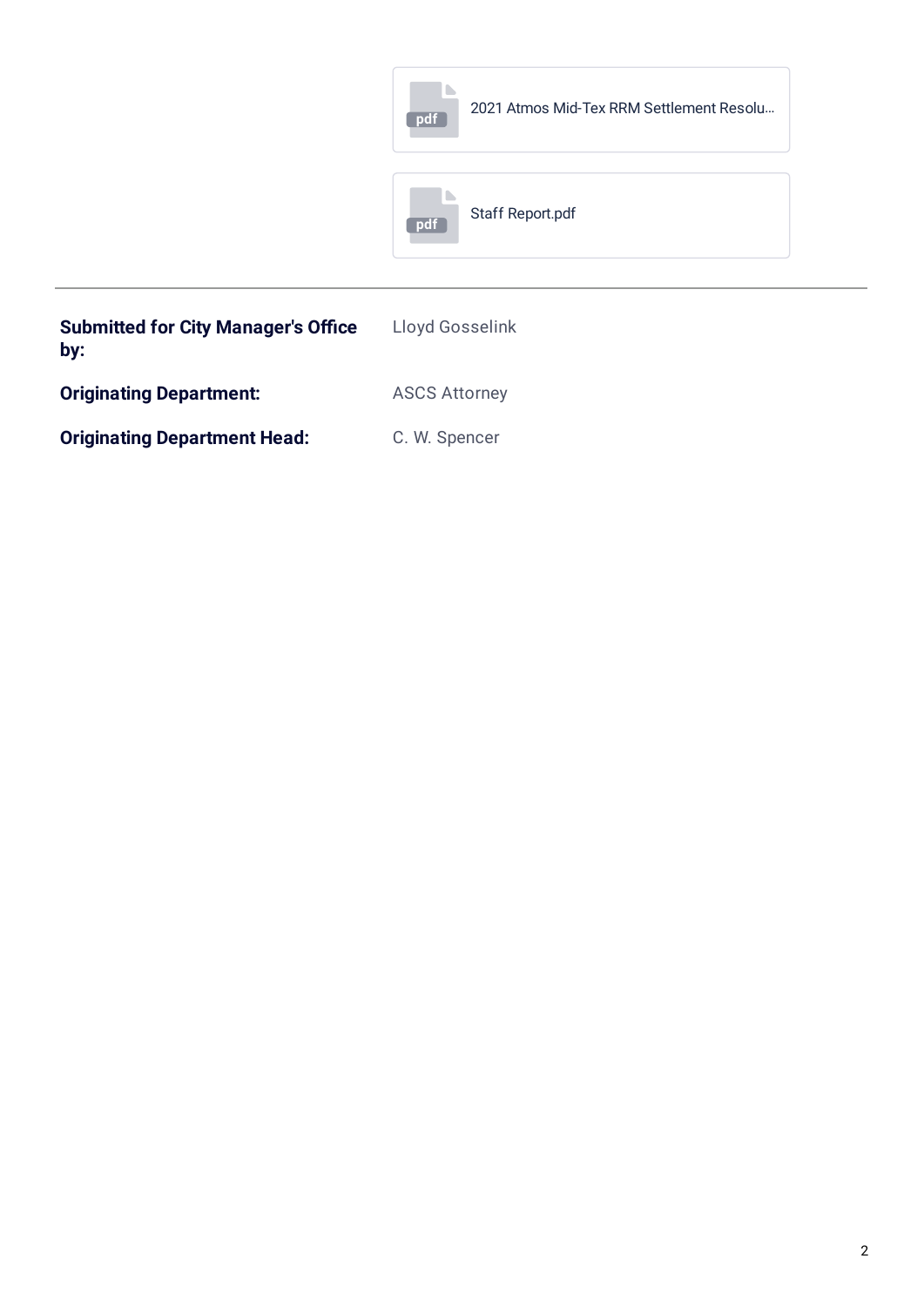pdf 2021 Atmos Mid-Tex RRM Settlement Resolu...

pdf Staff Report.pdf

---

| | |
|---|---|
| **Submitted for City Manager's Office by:** | Lloyd Gosselink |
| **Originating Department:** | ASCS Attorney |
| **Originating Department Head:** | C. W. Spencer |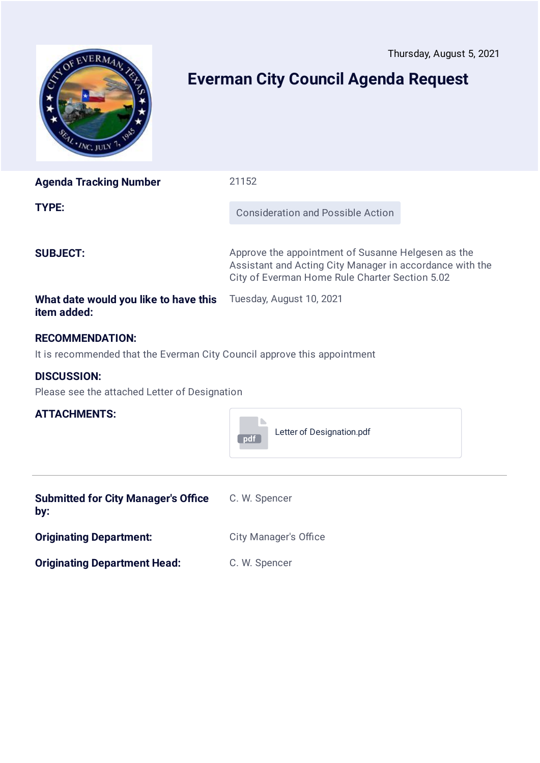Thursday, August 5, 2021

# Everman City Council Agenda Request

| | |
|---|---|
| **Agenda Tracking Number** | 21152 |
| **TYPE:** | Consideration and Possible Action |
| **SUBJECT:** | Approve the appointment of Susanne Helgesen as the Assistant and Acting City Manager in accordance with the City of Everman Home Rule Charter Section 5.02 |
| **What date would you like to have this item added:** | Tuesday, August 10, 2021 |

**RECOMMENDATION:**

It is recommended that the Everman City Council approve this appointment

**DISCUSSION:**

Please see the attached Letter of Designation

**ATTACHMENTS:** Letter of Designation.pdf

---

| | |
|---|---|
| **Submitted for City Manager's Office by:** | C. W. Spencer |
| **Originating Department:** | City Manager's Office |
| **Originating Department Head:** | C. W. Spencer |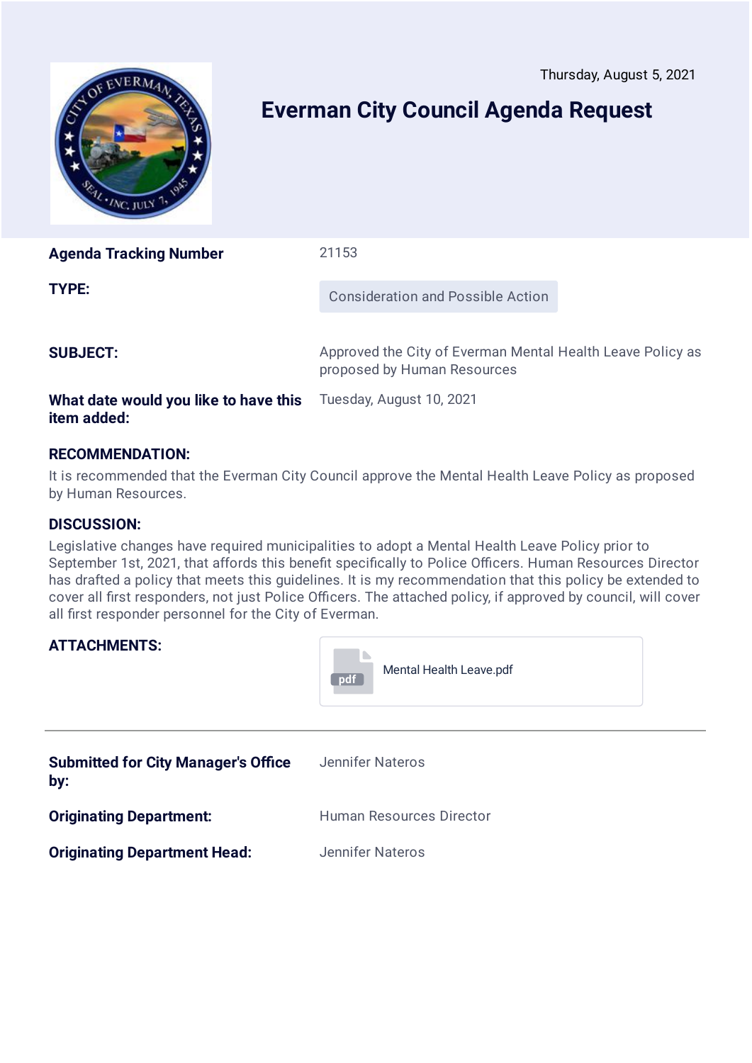Thursday, August 5, 2021

# Everman City Council Agenda Request

| | |
|---|---|
| **Agenda Tracking Number** | 21153 |
| **TYPE:** | Consideration and Possible Action |
| **SUBJECT:** | Approved the City of Everman Mental Health Leave Policy as proposed by Human Resources |
| **What date would you like to have this item added:** | Tuesday, August 10, 2021 |

## RECOMMENDATION:

It is recommended that the Everman City Council approve the Mental Health Leave Policy as proposed by Human Resources.

## DISCUSSION:

Legislative changes have required municipalities to adopt a Mental Health Leave Policy prior to September 1st, 2021, that affords this benefit specifically to Police Officers. Human Resources Director has drafted a policy that meets this guidelines. It is my recommendation that this policy be extended to cover all first responders, not just Police Officers. The attached policy, if approved by council, will cover all first responder personnel for the City of Everman.

## ATTACHMENTS:

Mental Health Leave.pdf

---

| | |
|---|---|
| **Submitted for City Manager's Office by:** | Jennifer Nateros |
| **Originating Department:** | Human Resources Director |
| **Originating Department Head:** | Jennifer Nateros |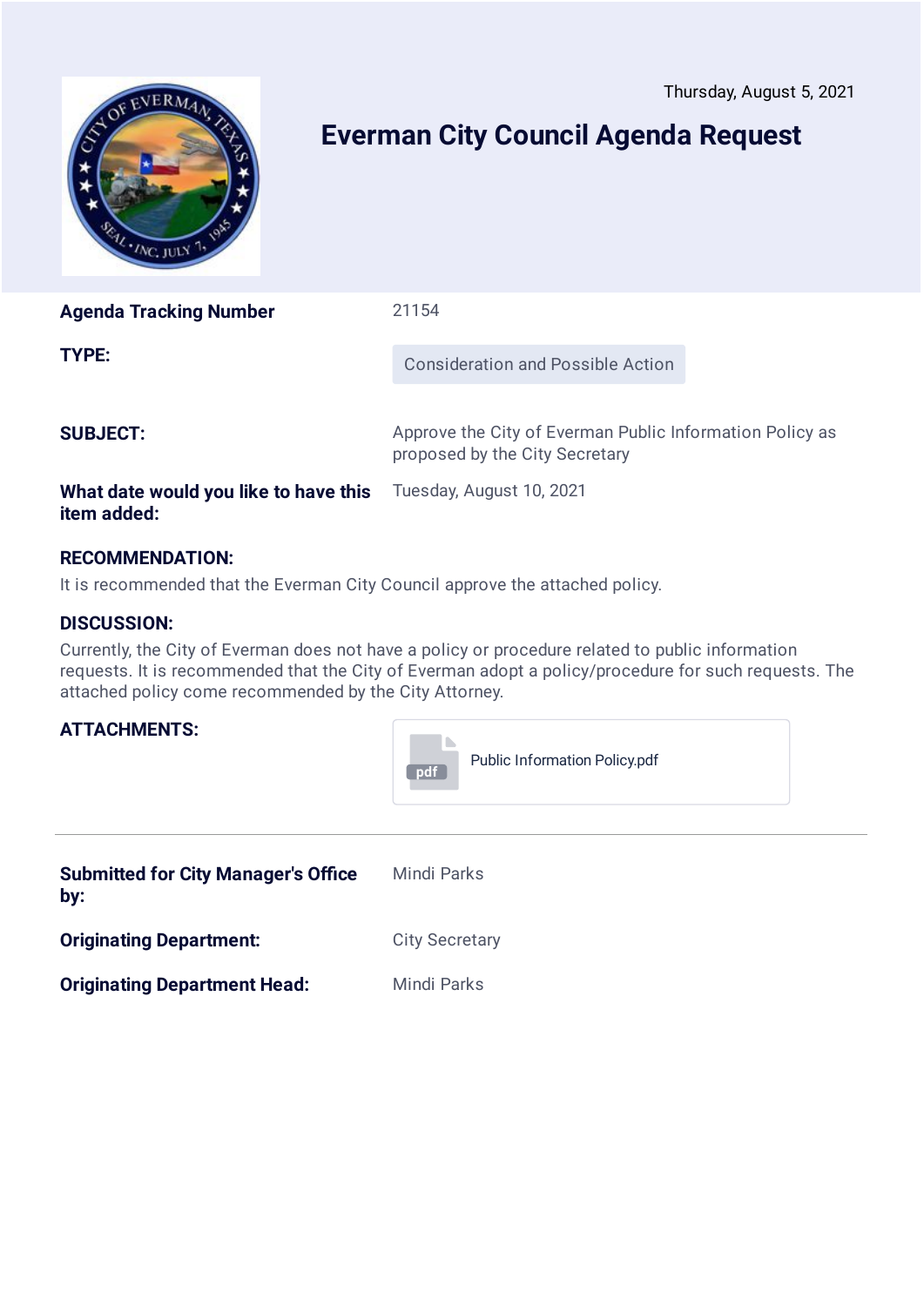Thursday, August 5, 2021

# Everman City Council Agenda Request

| | |
|---|---|
| **Agenda Tracking Number** | 21154 |
| **TYPE:** | Consideration and Possible Action |
| **SUBJECT:** | Approve the City of Everman Public Information Policy as proposed by the City Secretary |
| **What date would you like to have this item added:** | Tuesday, August 10, 2021 |

**RECOMMENDATION:**

It is recommended that the Everman City Council approve the attached policy.

**DISCUSSION:**

Currently, the City of Everman does not have a policy or procedure related to public information requests. It is recommended that the City of Everman adopt a policy/procedure for such requests. The attached policy come recommended by the City Attorney.

**ATTACHMENTS:**

Public Information Policy.pdf

---

| | |
|---|---|
| **Submitted for City Manager's Office by:** | Mindi Parks |
| **Originating Department:** | City Secretary |
| **Originating Department Head:** | Mindi Parks |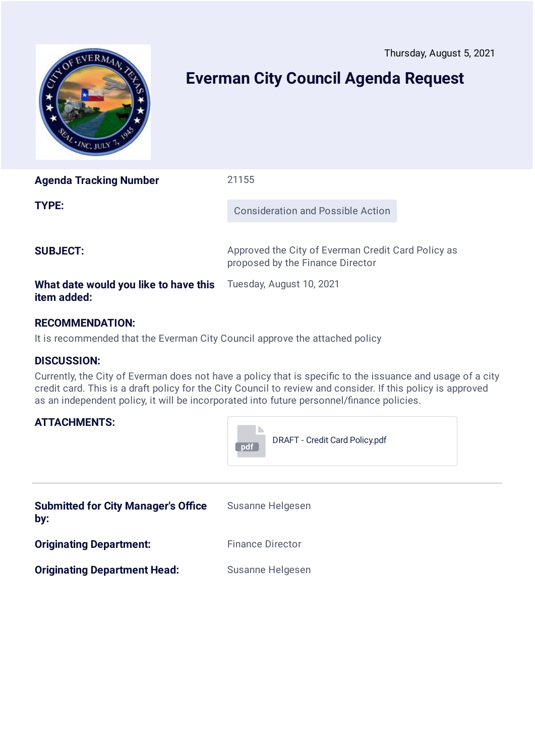Thursday, August 5, 2021

# Everman City Council Agenda Request

| | |
|---|---|
| **Agenda Tracking Number** | 21155 |
| **TYPE:** | Consideration and Possible Action |
| **SUBJECT:** | Approved the City of Everman Credit Card Policy as proposed by the Finance Director |
| **What date would you like to have this item added:** | Tuesday, August 10, 2021 |

**RECOMMENDATION:**

It is recommended that the Everman City Council approve the attached policy

**DISCUSSION:**

Currently, the City of Everman does not have a policy that is specific to the issuance and usage of a city credit card. This is a draft policy for the City Council to review and consider. If this policy is approved as an independent policy, it will be incorporated into future personnel/finance policies.

**ATTACHMENTS:** DRAFT - Credit Card Policy.pdf

---

| | |
|---|---|
| **Submitted for City Manager's Office by:** | Susanne Helgesen |
| **Originating Department:** | Finance Director |
| **Originating Department Head:** | Susanne Helgesen |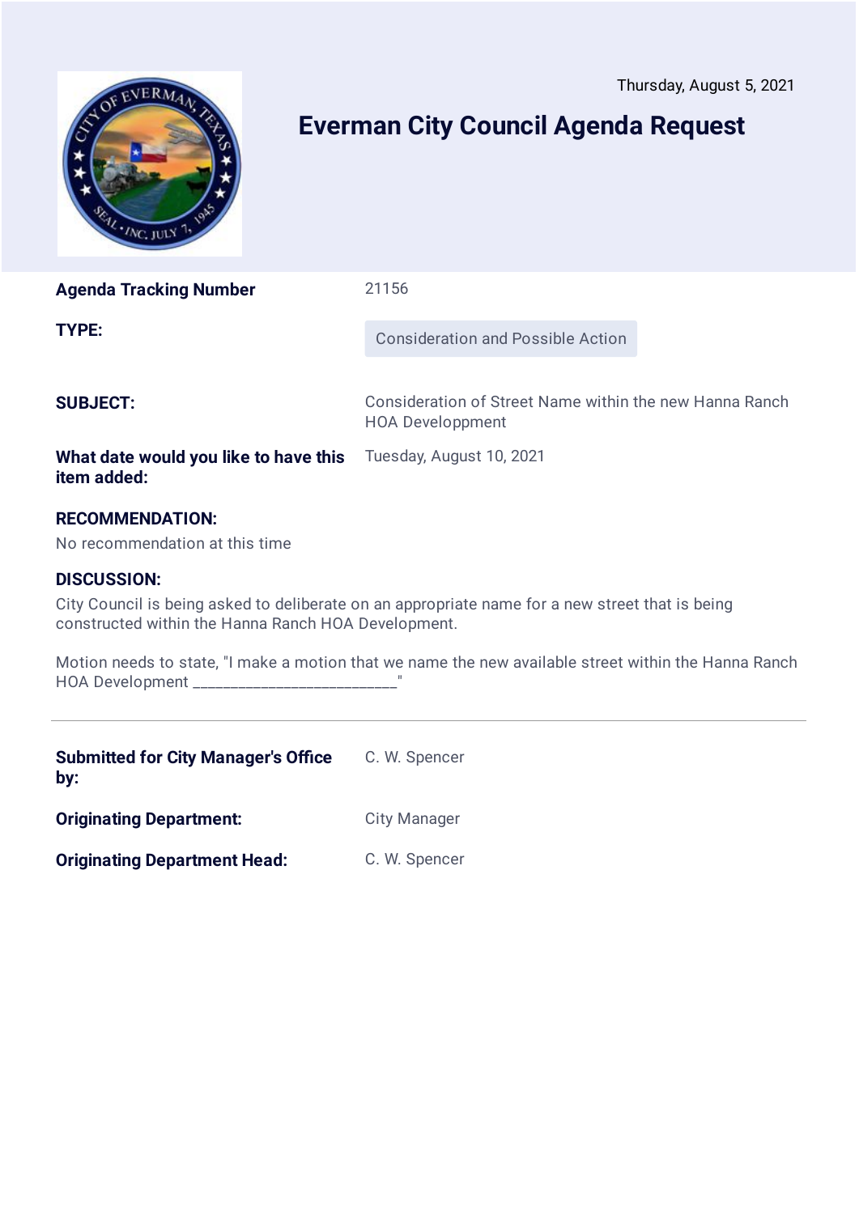Thursday, August 5, 2021

# Everman City Council Agenda Request

| | |
|---|---|
| **Agenda Tracking Number** | 21156 |
| **TYPE:** | Consideration and Possible Action |
| **SUBJECT:** | Consideration of Street Name within the new Hanna Ranch HOA Developpment |
| **What date would you like to have this item added:** | Tuesday, August 10, 2021 |

**RECOMMENDATION:**

No recommendation at this time

**DISCUSSION:**

City Council is being asked to deliberate on an appropriate name for a new street that is being constructed within the Hanna Ranch HOA Development.

Motion needs to state, "I make a motion that we name the new available street within the Hanna Ranch HOA Development ___________________________"

---

| | |
|---|---|
| **Submitted for City Manager's Office by:** | C. W. Spencer |
| **Originating Department:** | City Manager |
| **Originating Department Head:** | C. W. Spencer |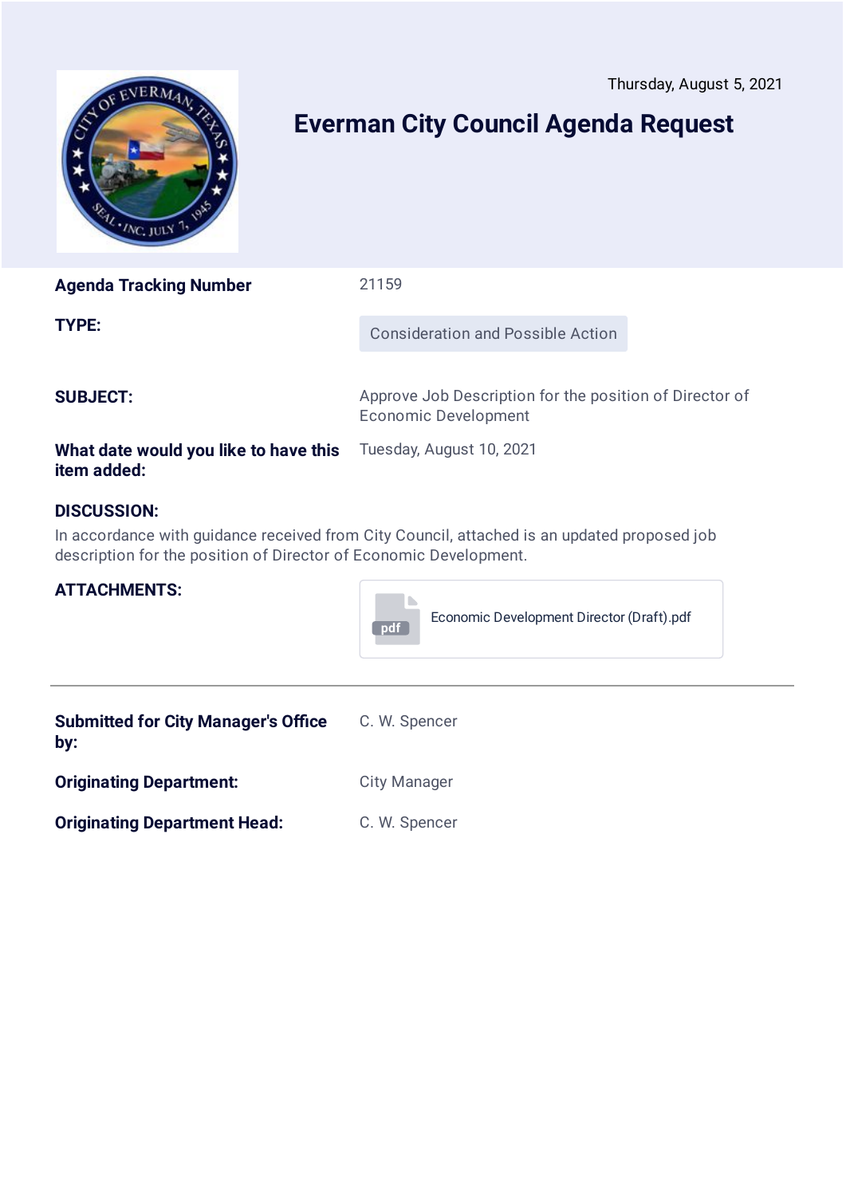Thursday, August 5, 2021

# Everman City Council Agenda Request

**Agenda Tracking Number** 21159

**TYPE:** Consideration and Possible Action

**SUBJECT:** Approve Job Description for the position of Director of Economic Development

**What date would you like to have this item added:** Tuesday, August 10, 2021

**DISCUSSION:**

In accordance with guidance received from City Council, attached is an updated proposed job description for the position of Director of Economic Development.

**ATTACHMENTS:**

Economic Development Director (Draft).pdf

---

**Submitted for City Manager's Office by:** C. W. Spencer

**Originating Department:** City Manager

**Originating Department Head:** C. W. Spencer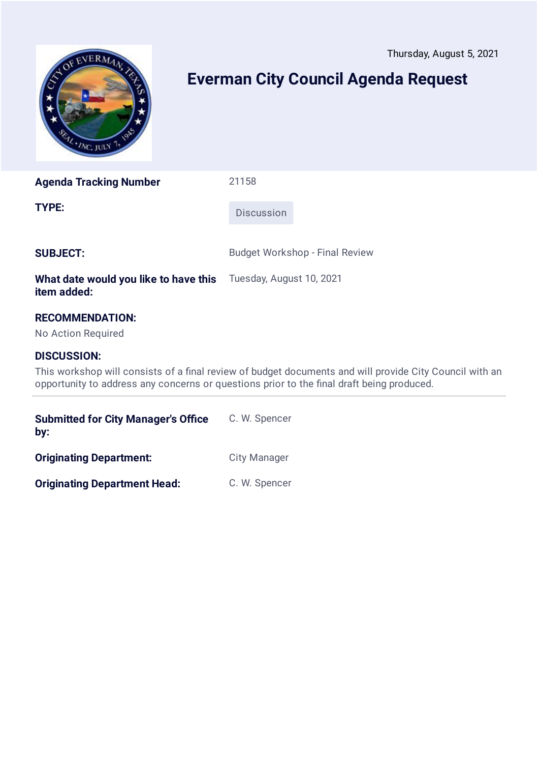Thursday, August 5, 2021

# Everman City Council Agenda Request

| | |
|---|---|
| **Agenda Tracking Number** | 21158 |
| **TYPE:** | Discussion |
| **SUBJECT:** | Budget Workshop - Final Review |
| **What date would you like to have this item added:** | Tuesday, August 10, 2021 |

**RECOMMENDATION:**

No Action Required

**DISCUSSION:**

This workshop will consists of a final review of budget documents and will provide City Council with an opportunity to address any concerns or questions prior to the final draft being produced.

---

| | |
|---|---|
| **Submitted for City Manager's Office by:** | C. W. Spencer |
| **Originating Department:** | City Manager |
| **Originating Department Head:** | C. W. Spencer |